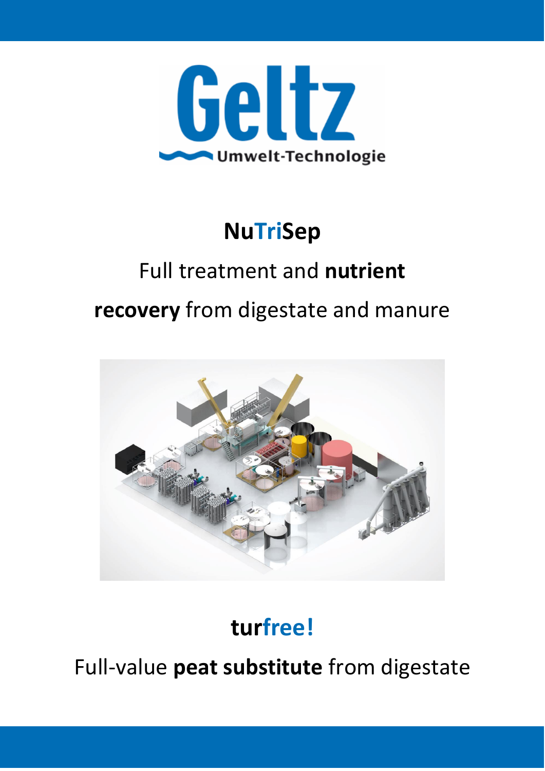Geltz

Umwelt-Technologie

# NuTriSep

## Full treatment and **nutrient recovery** from digestate and manure

# turfree!

## Full-value **peat substitute** from digestate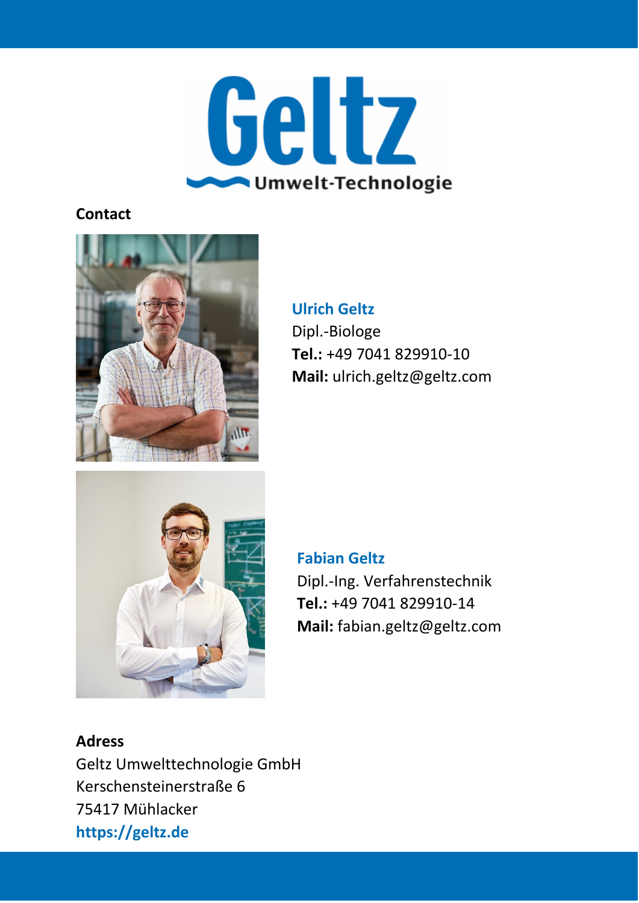**Contact**

**Ulrich Geltz**
Dipl.-Biologe
**Tel.:** +49 7041 829910-10
**Mail:** ulrich.geltz@geltz.com

**Fabian Geltz**
Dipl.-Ing. Verfahrenstechnik
**Tel.:** +49 7041 829910-14
**Mail:** fabian.geltz@geltz.com

**Adress**
Geltz Umwelttechnologie GmbH
Kerschensteinerstraße 6
75417 Mühlacker
**https://geltz.de**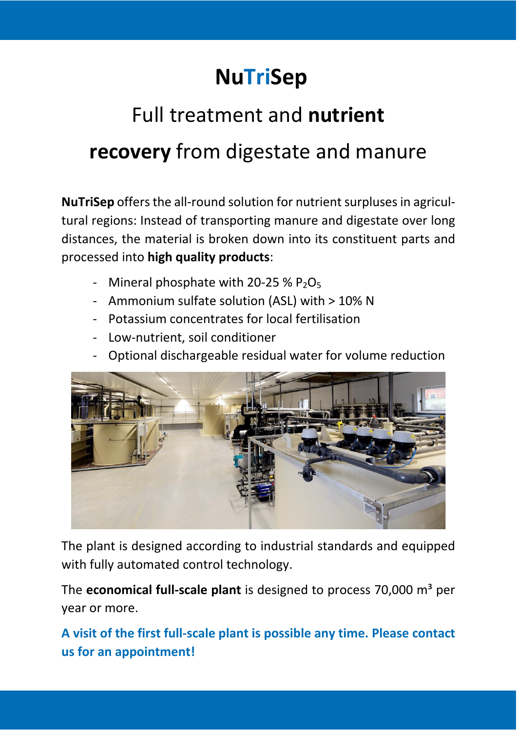# NuTriSep

## Full treatment and **nutrient recovery** from digestate and manure

**NuTriSep** offers the all-round solution for nutrient surpluses in agricultural regions: Instead of transporting manure and digestate over long distances, the material is broken down into its constituent parts and processed into **high quality products**:

- Mineral phosphate with 20-25 % $P_2O_5$
- Ammonium sulfate solution (ASL) with > 10% N
- Potassium concentrates for local fertilisation
- Low-nutrient, soil conditioner
- Optional dischargeable residual water for volume reduction

The plant is designed according to industrial standards and equipped with fully automated control technology.

The **economical full-scale plant** is designed to process 70,000 m³ per year or more.

**A visit of the first full-scale plant is possible any time. Please contact us for an appointment!**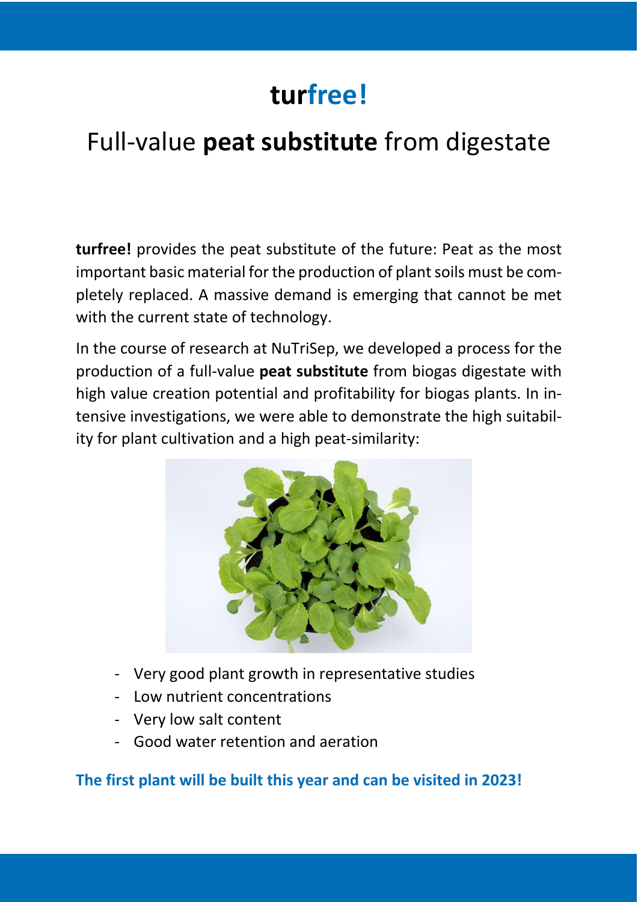# **tur**free!

## Full-value **peat substitute** from digestate

**turfree!** provides the peat substitute of the future: Peat as the most important basic material for the production of plant soils must be completely replaced. A massive demand is emerging that cannot be met with the current state of technology.

In the course of research at NuTriSep, we developed a process for the production of a full-value **peat substitute** from biogas digestate with high value creation potential and profitability for biogas plants. In intensive investigations, we were able to demonstrate the high suitability for plant cultivation and a high peat-similarity:

- Very good plant growth in representative studies
- Low nutrient concentrations
- Very low salt content
- Good water retention and aeration

**The first plant will be built this year and can be visited in 2023!**